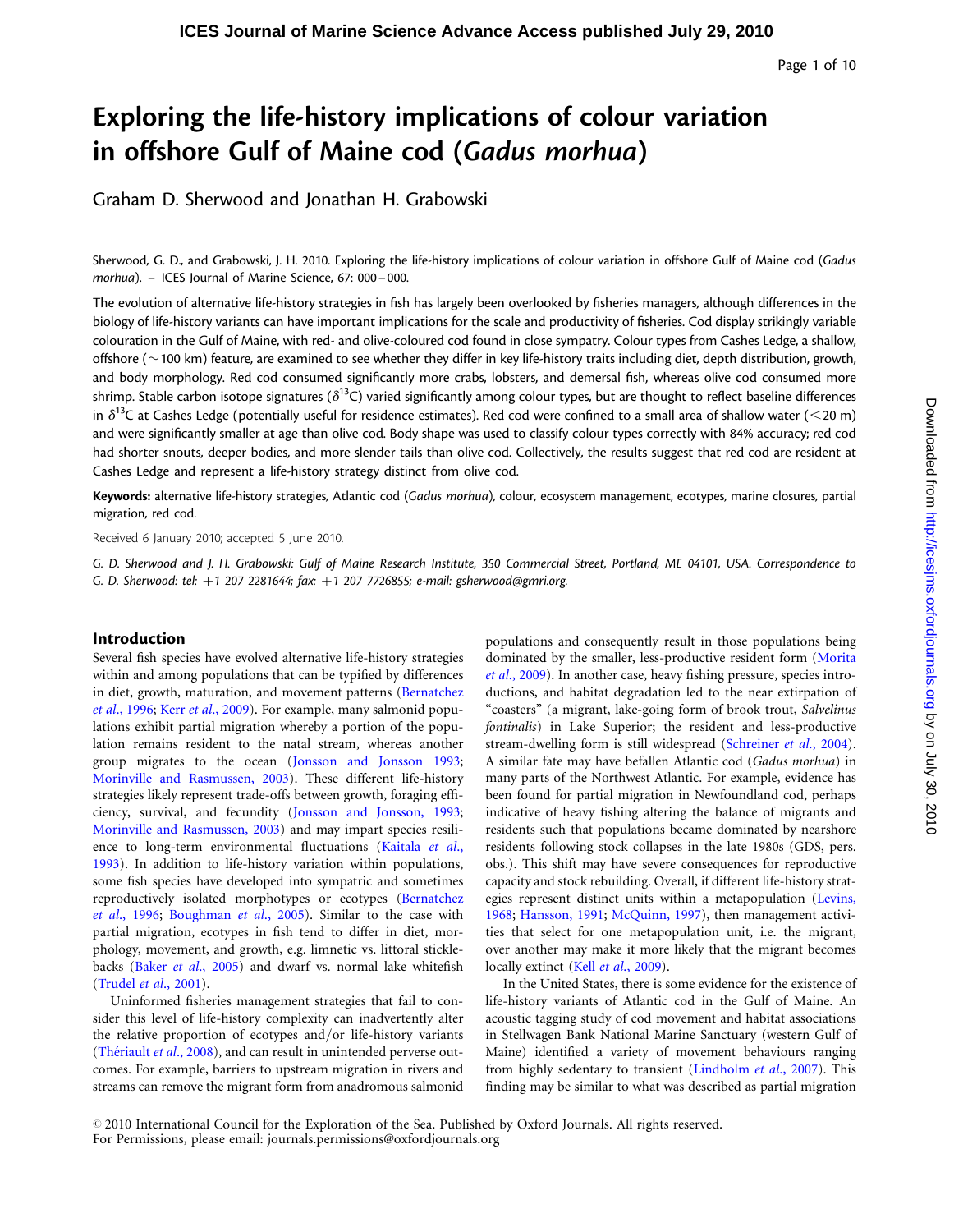# Exploring the life-history implications of colour variation in offshore Gulf of Maine cod (*Gadus morhua*)

Graham D. Sherwood and Jonathan H. Grabowski

Sherwood, G. D., and Grabowski, J. H. 2010. Exploring the life-history implications of colour variation in offshore Gulf of Maine cod (*Gadus morhua*). – ICES Journal of Marine Science, 67: 000–000.

The evolution of alternative life-history strategies in fish has largely been overlooked by fisheries managers, although differences in the biology of life-history variants can have important implications for the scale and productivity of fisheries. Cod display strikingly variable colouration in the Gulf of Maine, with red- and olive-coloured cod found in close sympatry. Colour types from Cashes Ledge, a shallow, offshore (~100 km) feature, are examined to see whether they differ in key life-history traits including diet, depth distribution, growth, and body morphology. Red cod consumed significantly more crabs, lobsters, and demersal fish, whereas olive cod consumed more shrimp. Stable carbon isotope signatures ($\delta^{13}C$) varied significantly among colour types, but are thought to reflect baseline differences in $\delta^{13}C$ at Cashes Ledge (potentially useful for residence estimates). Red cod were confined to a small area of shallow water (<20 m) and were significantly smaller at age than olive cod. Body shape was used to classify colour types correctly with 84% accuracy; red cod had shorter snouts, deeper bodies, and more slender tails than olive cod. Collectively, the results suggest that red cod are resident at Cashes Ledge and represent a life-history strategy distinct from olive cod.

**Keywords:** alternative life-history strategies, Atlantic cod (*Gadus morhua*), colour, ecosystem management, ecotypes, marine closures, partial migration, red cod.

Received 6 January 2010; accepted 5 June 2010.

*G. D. Sherwood and J. H. Grabowski: Gulf of Maine Research Institute, 350 Commercial Street, Portland, ME 04101, USA. Correspondence to G. D. Sherwood: tel: +1 207 2281644; fax: +1 207 7726855; e-mail: gsherwood@gmri.org.*

## Introduction

Several fish species have evolved alternative life-history strategies within and among populations that can be typified by differences in diet, growth, maturation, and movement patterns (Bernatchez *et al.*, 1996; Kerr *et al.*, 2009). For example, many salmonid populations exhibit partial migration whereby a portion of the population remains resident to the natal stream, whereas another group migrates to the ocean (Jonsson and Jonsson 1993; Morinville and Rasmussen, 2003). These different life-history strategies likely represent trade-offs between growth, foraging efficiency, survival, and fecundity (Jonsson and Jonsson, 1993; Morinville and Rasmussen, 2003) and may impart species resilience to long-term environmental fluctuations (Kaitala *et al.*, 1993). In addition to life-history variation within populations, some fish species have developed into sympatric and sometimes reproductively isolated morphotypes or ecotypes (Bernatchez *et al.*, 1996; Boughman *et al.*, 2005). Similar to the case with partial migration, ecotypes in fish tend to differ in diet, morphology, movement, and growth, e.g. limnetic vs. littoral sticklebacks (Baker *et al.*, 2005) and dwarf vs. normal lake whitefish (Trudel *et al.*, 2001).

Uninformed fisheries management strategies that fail to consider this level of life-history complexity can inadvertently alter the relative proportion of ecotypes and/or life-history variants (Thériault *et al.*, 2008), and can result in unintended perverse outcomes. For example, barriers to upstream migration in rivers and streams can remove the migrant form from anadromous salmonid populations and consequently result in those populations being dominated by the smaller, less-productive resident form (Morita *et al.*, 2009). In another case, heavy fishing pressure, species introductions, and habitat degradation led to the near extirpation of "coasters" (a migrant, lake-going form of brook trout, *Salvelinus fontinalis*) in Lake Superior; the resident and less-productive stream-dwelling form is still widespread (Schreiner *et al.*, 2004). A similar fate may have befallen Atlantic cod (*Gadus morhua*) in many parts of the Northwest Atlantic. For example, evidence has been found for partial migration in Newfoundland cod, perhaps indicative of heavy fishing altering the balance of migrants and residents such that populations became dominated by nearshore residents following stock collapses in the late 1980s (GDS, pers. obs.). This shift may have severe consequences for reproductive capacity and stock rebuilding. Overall, if different life-history strategies represent distinct units within a metapopulation (Levins, 1968; Hansson, 1991; McQuinn, 1997), then management activities that select for one metapopulation unit, i.e. the migrant, over another may make it more likely that the migrant becomes locally extinct (Kell *et al.*, 2009).

In the United States, there is some evidence for the existence of life-history variants of Atlantic cod in the Gulf of Maine. An acoustic tagging study of cod movement and habitat associations in Stellwagen Bank National Marine Sanctuary (western Gulf of Maine) identified a variety of movement behaviours ranging from highly sedentary to transient (Lindholm *et al.*, 2007). This finding may be similar to what was described as partial migration

© 2010 International Council for the Exploration of the Sea. Published by Oxford Journals. All rights reserved.
For Permissions, please email: journals.permissions@oxfordjournals.org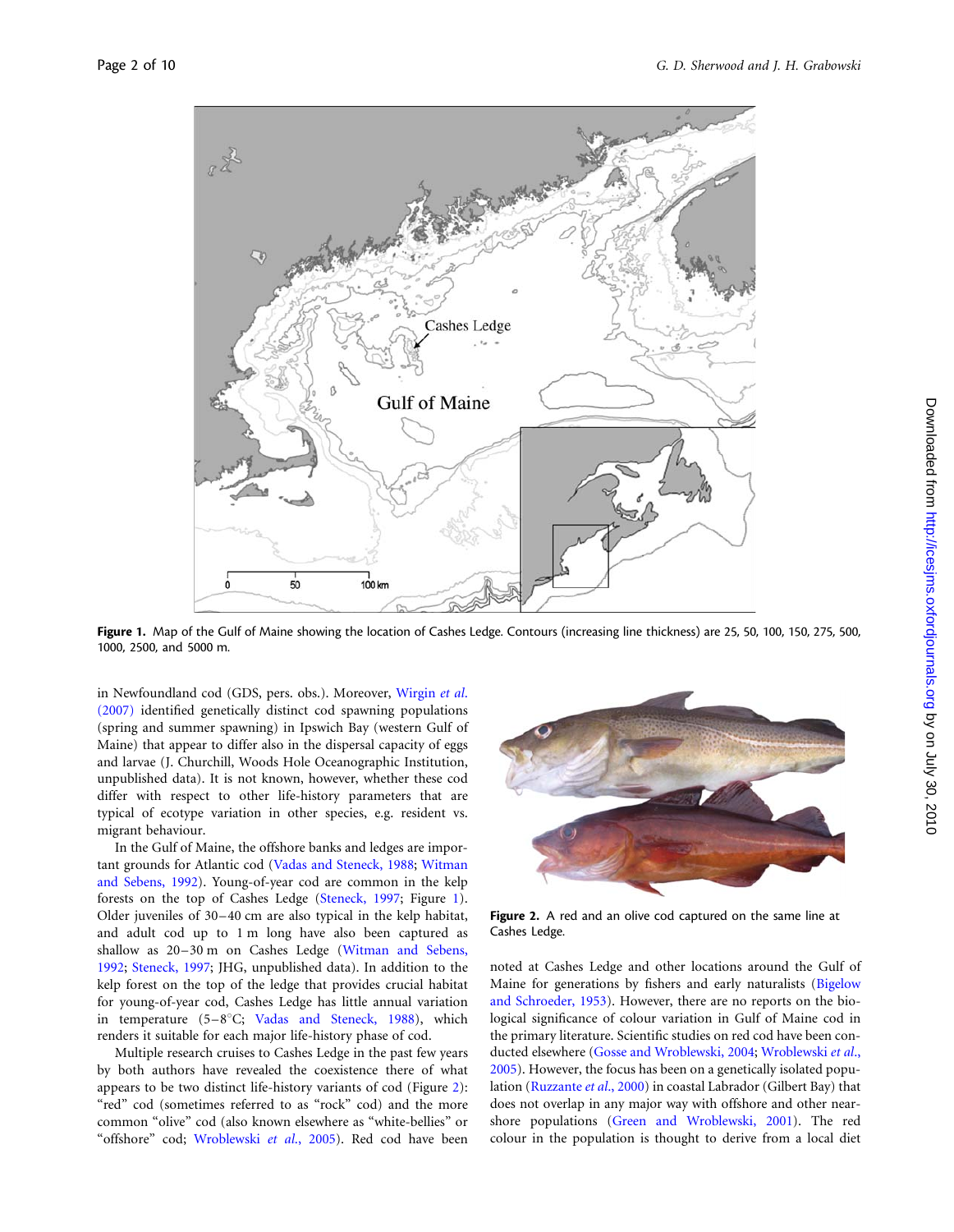Cashes Ledge

Gulf of Maine

0 50 100 km

**Figure 1.** Map of the Gulf of Maine showing the location of Cashes Ledge. Contours (increasing line thickness) are 25, 50, 100, 150, 275, 500, 1000, 2500, and 5000 m.

in Newfoundland cod (GDS, pers. obs.). Moreover, Wirgin *et al.* (2007) identified genetically distinct cod spawning populations (spring and summer spawning) in Ipswich Bay (western Gulf of Maine) that appear to differ also in the dispersal capacity of eggs and larvae (J. Churchill, Woods Hole Oceanographic Institution, unpublished data). It is not known, however, whether these cod differ with respect to other life-history parameters that are typical of ecotype variation in other species, e.g. resident vs. migrant behaviour.

In the Gulf of Maine, the offshore banks and ledges are important grounds for Atlantic cod (Vadas and Steneck, 1988; Witman and Sebens, 1992). Young-of-year cod are common in the kelp forests on the top of Cashes Ledge (Steneck, 1997; Figure 1). Older juveniles of 30–40 cm are also typical in the kelp habitat, and adult cod up to 1 m long have also been captured as shallow as 20–30 m on Cashes Ledge (Witman and Sebens, 1992; Steneck, 1997; JHG, unpublished data). In addition to the kelp forest on the top of the ledge that provides crucial habitat for young-of-year cod, Cashes Ledge has little annual variation in temperature (5–8°C; Vadas and Steneck, 1988), which renders it suitable for each major life-history phase of cod.

Multiple research cruises to Cashes Ledge in the past few years by both authors have revealed the coexistence there of what appears to be two distinct life-history variants of cod (Figure 2): "red" cod (sometimes referred to as "rock" cod) and the more common "olive" cod (also known elsewhere as "white-bellies" or "offshore" cod; Wroblewski *et al.*, 2005). Red cod have been noted at Cashes Ledge and other locations around the Gulf of Maine for generations by fishers and early naturalists (Bigelow and Schroeder, 1953). However, there are no reports on the biological significance of colour variation in Gulf of Maine cod in the primary literature. Scientific studies on red cod have been conducted elsewhere (Gosse and Wroblewski, 2004; Wroblewski *et al.*, 2005). However, the focus has been on a genetically isolated population (Ruzzante *et al.*, 2000) in coastal Labrador (Gilbert Bay) that does not overlap in any major way with offshore and other nearshore populations (Green and Wroblewski, 2001). The red colour in the population is thought to derive from a local diet

**Figure 2.** A red and an olive cod captured on the same line at Cashes Ledge.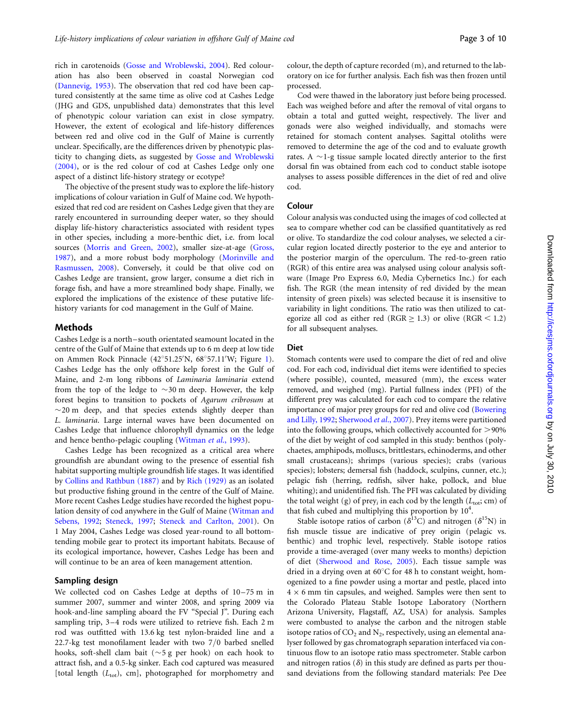rich in carotenoids (Gosse and Wroblewski, 2004). Red colouration has also been observed in coastal Norwegian cod (Dannevig, 1953). The observation that red cod have been captured consistently at the same time as olive cod at Cashes Ledge (JHG and GDS, unpublished data) demonstrates that this level of phenotypic colour variation can exist in close sympatry. However, the extent of ecological and life-history differences between red and olive cod in the Gulf of Maine is currently unclear. Specifically, are the differences driven by phenotypic plasticity to changing diets, as suggested by Gosse and Wroblewski (2004), or is the red colour of cod at Cashes Ledge only one aspect of a distinct life-history strategy or ecotype?

The objective of the present study was to explore the life-history implications of colour variation in Gulf of Maine cod. We hypothesized that red cod are resident on Cashes Ledge given that they are rarely encountered in surrounding deeper water, so they should display life-history characteristics associated with resident types in other species, including a more-benthic diet, i.e. from local sources (Morris and Green, 2002), smaller size-at-age (Gross, 1987), and a more robust body morphology (Morinville and Rasmussen, 2008). Conversely, it could be that olive cod on Cashes Ledge are transient, grow larger, consume a diet rich in forage fish, and have a more streamlined body shape. Finally, we explored the implications of the existence of these putative life-history variants for cod management in the Gulf of Maine.

## Methods

Cashes Ledge is a north–south orientated seamount located in the centre of the Gulf of Maine that extends up to 6 m deep at low tide on Ammen Rock Pinnacle (42°51.25′N, 68°57.11′W; Figure 1). Cashes Ledge has the only offshore kelp forest in the Gulf of Maine, and 2-m long ribbons of *Laminaria laminaria* extend from the top of the ledge to ~30 m deep. However, the kelp forest begins to transition to pockets of *Agarum cribrosum* at ~20 m deep, and that species extends slightly deeper than *L. laminaria*. Large internal waves have been documented on Cashes Ledge that influence chlorophyll dynamics on the ledge and hence bentho-pelagic coupling (Witman *et al.*, 1993).

Cashes Ledge has been recognized as a critical area where groundfish are abundant owing to the presence of essential fish habitat supporting multiple groundfish life stages. It was identified by Collins and Rathbun (1887) and by Rich (1929) as an isolated but productive fishing ground in the centre of the Gulf of Maine. More recent Cashes Ledge studies have recorded the highest population density of cod anywhere in the Gulf of Maine (Witman and Sebens, 1992; Steneck, 1997; Steneck and Carlton, 2001). On 1 May 2004, Cashes Ledge was closed year-round to all bottom-tending mobile gear to protect its important habitats. Because of its ecological importance, however, Cashes Ledge has been and will continue to be an area of keen management attention.

### Sampling design

We collected cod on Cashes Ledge at depths of 10–75 m in summer 2007, summer and winter 2008, and spring 2009 via hook-and-line sampling aboard the FV "Special J". During each sampling trip, 3–4 rods were utilized to retrieve fish. Each 2 m rod was outfitted with 13.6 kg test nylon-braided line and a 22.7-kg test monofilament leader with two 7/0 barbed snelled hooks, soft-shell clam bait (~5 g per hook) on each hook to attract fish, and a 0.5-kg sinker. Each cod captured was measured [total length ($L_{tot}$), cm], photographed for morphometry and colour, the depth of capture recorded (m), and returned to the laboratory on ice for further analysis. Each fish was then frozen until processed.

Cod were thawed in the laboratory just before being processed. Each was weighed before and after the removal of vital organs to obtain a total and gutted weight, respectively. The liver and gonads were also weighed individually, and stomachs were retained for stomach content analyses. Sagittal otoliths were removed to determine the age of the cod and to evaluate growth rates. A ~1-g tissue sample located directly anterior to the first dorsal fin was obtained from each cod to conduct stable isotope analyses to assess possible differences in the diet of red and olive cod.

### Colour

Colour analysis was conducted using the images of cod collected at sea to compare whether cod can be classified quantitatively as red or olive. To standardize the cod colour analyses, we selected a circular region located directly posterior to the eye and anterior to the posterior margin of the operculum. The red-to-green ratio (RGR) of this entire area was analysed using colour analysis software (Image Pro Express 6.0, Media Cybernetics Inc.) for each fish. The RGR (the mean intensity of red divided by the mean intensity of green pixels) was selected because it is insensitive to variability in light conditions. The ratio was then utilized to categorize all cod as either red (RGR $\geq$ 1.3) or olive (RGR $<$ 1.2) for all subsequent analyses.

### Diet

Stomach contents were used to compare the diet of red and olive cod. For each cod, individual diet items were identified to species (where possible), counted, measured (mm), the excess water removed, and weighed (mg). Partial fullness index (PFI) of the different prey was calculated for each cod to compare the relative importance of major prey groups for red and olive cod (Bowering and Lilly, 1992; Sherwood *et al.*, 2007). Prey items were partitioned into the following groups, which collectively accounted for >90% of the diet by weight of cod sampled in this study: benthos (polychaetes, amphipods, molluscs, brittlestars, echinoderms, and other small crustaceans); shrimps (various species); crabs (various species); lobsters; demersal fish (haddock, sculpins, cunner, etc.); pelagic fish (herring, redfish, silver hake, pollock, and blue whiting); and unidentified fish. The PFI was calculated by dividing the total weight (g) of prey$_i$ in each cod by the length ($L_{tot}$; cm) of that fish cubed and multiplying this proportion by $10^4$.

Stable isotope ratios of carbon ($\delta^{13}C$) and nitrogen ($\delta^{15}N$) in fish muscle tissue are indicative of prey origin (pelagic vs. benthic) and trophic level, respectively. Stable isotope ratios provide a time-averaged (over many weeks to months) depiction of diet (Sherwood and Rose, 2005). Each tissue sample was dried in a drying oven at 60°C for 48 h to constant weight, homogenized to a fine powder using a mortar and pestle, placed into 4 × 6 mm tin capsules, and weighed. Samples were then sent to the Colorado Plateau Stable Isotope Laboratory (Northern Arizona University, Flagstaff, AZ, USA) for analysis. Samples were combusted to analyse the carbon and the nitrogen stable isotope ratios of $CO_2$ and $N_2$, respectively, using an elemental analyser followed by gas chromatograph separation interfaced via continuous flow to an isotope ratio mass spectrometer. Stable carbon and nitrogen ratios ($\delta$) in this study are defined as parts per thousand deviations from the following standard materials: Pee Dee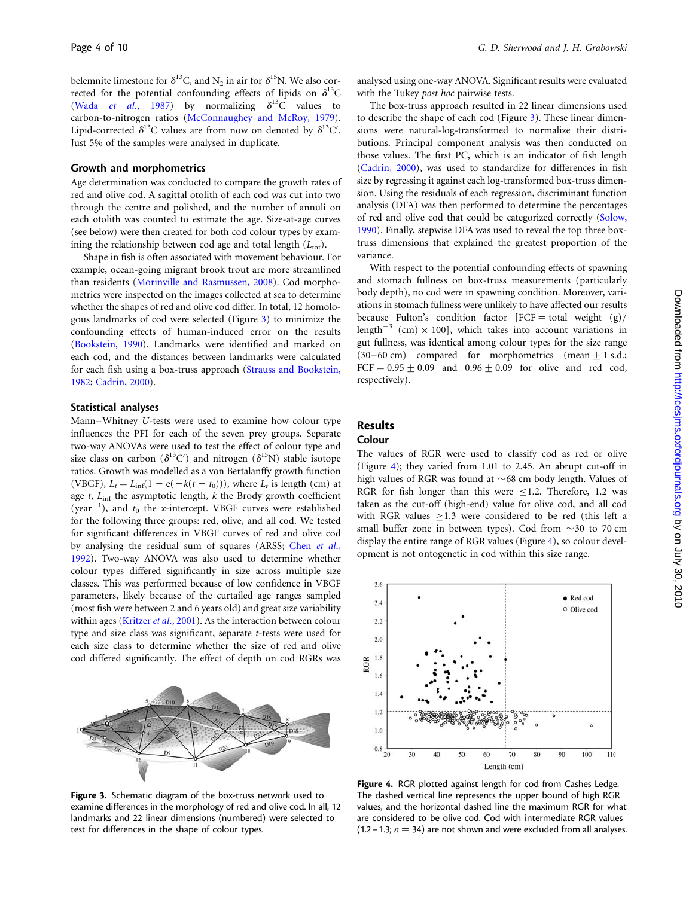belemnite limestone for $\delta^{13}C$, and $N_2$ in air for $\delta^{15}N$. We also corrected for the potential confounding effects of lipids on $\delta^{13}C$ (Wada *et al.*, 1987) by normalizing $\delta^{13}C$ values to carbon-to-nitrogen ratios (McConnaughey and McRoy, 1979). Lipid-corrected $\delta^{13}C$ values are from now on denoted by $\delta^{13}C'$. Just 5% of the samples were analysed in duplicate.

### Growth and morphometrics

Age determination was conducted to compare the growth rates of red and olive cod. A sagittal otolith of each cod was cut into two through the centre and polished, and the number of annuli on each otolith was counted to estimate the age. Size-at-age curves (see below) were then created for both cod colour types by examining the relationship between cod age and total length ($L_{tot}$).

Shape in fish is often associated with movement behaviour. For example, ocean-going migrant brook trout are more streamlined than residents (Morinville and Rasmussen, 2008). Cod morphometrics were inspected on the images collected at sea to determine whether the shapes of red and olive cod differ. In total, 12 homologous landmarks of cod were selected (Figure 3) to minimize the confounding effects of human-induced error on the results (Bookstein, 1990). Landmarks were identified and marked on each cod, and the distances between landmarks were calculated for each fish using a box-truss approach (Strauss and Bookstein, 1982; Cadrin, 2000).

### Statistical analyses

Mann–Whitney *U*-tests were used to examine how colour type influences the PFI for each of the seven prey groups. Separate two-way ANOVAs were used to test the effect of colour type and size class on carbon ($\delta^{13}C'$) and nitrogen ($\delta^{15}N$) stable isotope ratios. Growth was modelled as a von Bertalanffy growth function (VBGF), $L_t = L_{inf}(1 - e(-k(t - t_0)))$, where $L_t$ is length (cm) at age $t$, $L_{inf}$ the asymptotic length, $k$ the Brody growth coefficient ($year^{-1}$), and $t_0$ the *x*-intercept. VBGF curves were established for the following three groups: red, olive, and all cod. We tested for significant differences in VBGF curves of red and olive cod by analysing the residual sum of squares (ARSS; Chen *et al.*, 1992). Two-way ANOVA was also used to determine whether colour types differed significantly in size across multiple size classes. This was performed because of low confidence in VBGF parameters, likely because of the curtailed age ranges sampled (most fish were between 2 and 6 years old) and great size variability within ages (Kritzer *et al.*, 2001). As the interaction between colour type and size class was significant, separate *t*-tests were used for each size class to determine whether the size of red and olive cod differed significantly. The effect of depth on cod RGRs was analysed using one-way ANOVA. Significant results were evaluated with the Tukey *post hoc* pairwise tests.

The box-truss approach resulted in 22 linear dimensions used to describe the shape of each cod (Figure 3). These linear dimensions were natural-log-transformed to normalize their distributions. Principal component analysis was then conducted on those values. The first PC, which is an indicator of fish length (Cadrin, 2000), was used to standardize for differences in fish size by regressing it against each log-transformed box-truss dimension. Using the residuals of each regression, discriminant function analysis (DFA) was then performed to determine the percentages of red and olive cod that could be categorized correctly (Solow, 1990). Finally, stepwise DFA was used to reveal the top three box-truss dimensions that explained the greatest proportion of the variance.

With respect to the potential confounding effects of spawning and stomach fullness on box-truss measurements (particularly body depth), no cod were in spawning condition. Moreover, variations in stomach fullness were unlikely to have affected our results because Fulton's condition factor [FCF = total weight (g)/ $length^{-3}$ (cm) × 100], which takes into account variations in gut fullness, was identical among colour types for the size range (30–60 cm) compared for morphometrics (mean ± 1 s.d.; FCF = 0.95 ± 0.09 and 0.96 ± 0.09 for olive and red cod, respectively).

**Figure 3.** Schematic diagram of the box-truss network used to examine differences in the morphology of red and olive cod. In all, 12 landmarks and 22 linear dimensions (numbered) were selected to test for differences in the shape of colour types.

## Results

### Colour

The values of RGR were used to classify cod as red or olive (Figure 4); they varied from 1.01 to 2.45. An abrupt cut-off in high values of RGR was found at ~68 cm body length. Values of RGR for fish longer than this were ≤1.2. Therefore, 1.2 was taken as the cut-off (high-end) value for olive cod, and all cod with RGR values ≥1.3 were considered to be red (this left a small buffer zone in between types). Cod from ~30 to 70 cm display the entire range of RGR values (Figure 4), so colour development is not ontogenetic in cod within this size range.

RGR
Length (cm)
Red cod
Olive cod
2.6
2.4
2.2
2.0
1.8
1.6
1.4
1.2
1.0
0.8
20
30
40
50
60
70
80
90
100
110

**Figure 4.** RGR plotted against length for cod from Cashes Ledge. The dashed vertical line represents the upper bound of high RGR values, and the horizontal dashed line the maximum RGR for what are considered to be olive cod. Cod with intermediate RGR values (1.2–1.3; $n = 34$) are not shown and were excluded from all analyses.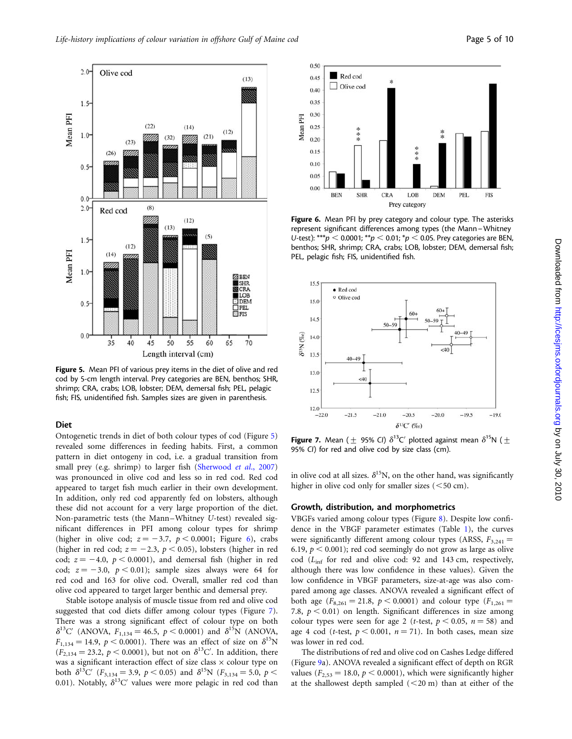Figure 5. Mean PFI of various prey items in the diet of olive and red cod by 5-cm length interval. Prey categories are BEN, benthos; SHR, shrimp; CRA, crabs; LOB, lobster; DEM, demersal fish; PEL, pelagic fish; FIS, unidentified fish. Samples sizes are given in parenthesis.

Figure 6. Mean PFI by prey category and colour type. The asterisks represent significant differences among types (the Mann–Whitney U-test): \*\*\*$p < 0.0001$; \*\*$p < 0.01$; \*$p < 0.05$. Prey categories are BEN, benthos; SHR, shrimp; CRA, crabs; LOB, lobster; DEM, demersal fish; PEL, pelagic fish; FIS, unidentified fish.

Figure 7. Mean ($\pm$ 95% CI) $\delta^{13}C'$ plotted against mean $\delta^{15}N$ ($\pm$ 95% CI) for red and olive cod by size class (cm).

## Diet

Ontogenetic trends in diet of both colour types of cod (Figure 5) revealed some differences in feeding habits. First, a common pattern in diet ontogeny in cod, i.e. a gradual transition from small prey (e.g. shrimp) to larger fish (Sherwood *et al.*, 2007) was pronounced in olive cod and less so in red cod. Red cod appeared to target fish much earlier in their own development. In addition, only red cod apparently fed on lobsters, although these did not account for a very large proportion of the diet. Non-parametric tests (the Mann–Whitney U-test) revealed significant differences in PFI among colour types for shrimp (higher in olive cod; $z = -3.7$, $p < 0.0001$; Figure 6), crabs (higher in red cod; $z = -2.3$, $p < 0.05$), lobsters (higher in red cod; $z = -4.0$, $p < 0.0001$), and demersal fish (higher in red cod; $z = -3.0$, $p < 0.01$); sample sizes always were 64 for red cod and 163 for olive cod. Overall, smaller red cod than olive cod appeared to target larger benthic and demersal prey.

Stable isotope analysis of muscle tissue from red and olive cod suggested that cod diets differ among colour types (Figure 7). There was a strong significant effect of colour type on both $\delta^{13}C'$ (ANOVA, $F_{1,134} = 46.5$, $p < 0.0001$) and $\delta^{15}N$ (ANOVA, $F_{1,134} = 14.9$, $p < 0.0001$). There was an effect of size on $\delta^{15}N$ ($F_{2,134} = 23.2$, $p < 0.0001$), but not on $\delta^{13}C'$. In addition, there was a significant interaction effect of size class × colour type on both $\delta^{13}C'$ ($F_{3,134} = 3.9$, $p < 0.05$) and $\delta^{15}N$ ($F_{3,134} = 5.0$, $p < 0.01$). Notably, $\delta^{13}C'$ values were more pelagic in red cod than in olive cod at all sizes. $\delta^{15}N$, on the other hand, was significantly higher in olive cod only for smaller sizes (<50 cm).

## Growth, distribution, and morphometrics

VBGFs varied among colour types (Figure 8). Despite low confidence in the VBGF parameter estimates (Table 1), the curves were significantly different among colour types (ARSS, $F_{3,241} = 6.19$, $p < 0.001$); red cod seemingly do not grow as large as olive cod ($L_{inf}$ for red and olive cod: 92 and 143 cm, respectively, although there was low confidence in these values). Given the low confidence in VBGF parameters, size-at-age was also compared among age classes. ANOVA revealed a significant effect of both age ($F_{8,261} = 21.8$, $p < 0.0001$) and colour type ($F_{1,261} = 7.8$, $p < 0.01$) on length. Significant differences in size among colour types were seen for age 2 (t-test, $p < 0.05$, $n = 58$) and age 4 cod (t-test, $p < 0.001$, $n = 71$). In both cases, mean size was lower in red cod.

The distributions of red and olive cod on Cashes Ledge differed (Figure 9a). ANOVA revealed a significant effect of depth on RGR values ($F_{2,53} = 18.0$, $p < 0.0001$), which were significantly higher at the shallowest depth sampled (<20 m) than at either of the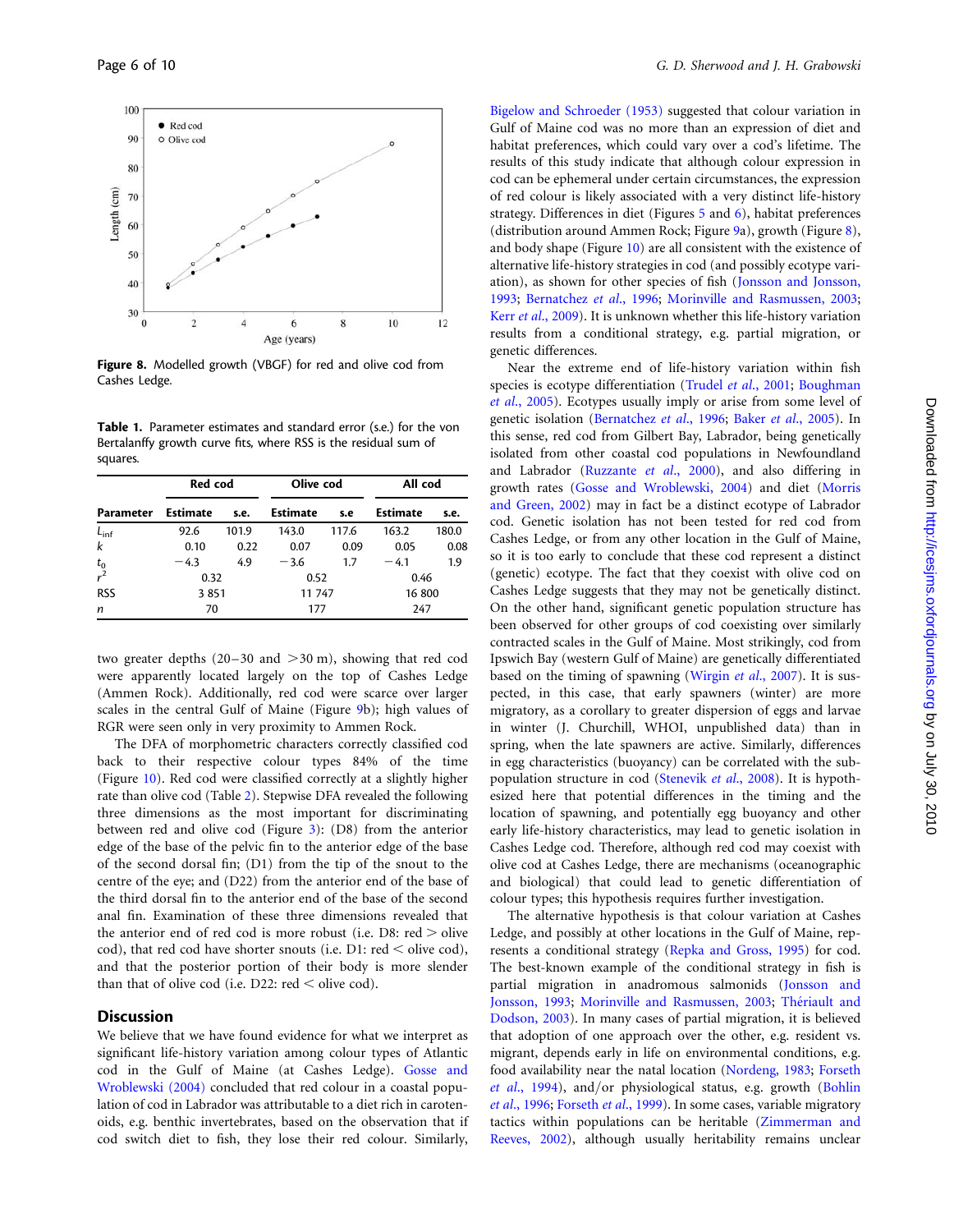Red cod
Olive cod
Length (cm)
Age (years)
100
90
80
70
60
50
40
30
0 2 4 6 8 10 12

**Figure 8.** Modelled growth (VBGF) for red and olive cod from Cashes Ledge.

**Table 1.** Parameter estimates and standard error (s.e.) for the von Bertalanffy growth curve fits, where RSS is the residual sum of squares.

| | Red cod | | Olive cod | | All cod | |
|---|---|---|---|---|---|---|
| Parameter | Estimate | s.e. | Estimate | s.e | Estimate | s.e. |
| $L_{inf}$ | 92.6 | 101.9 | 143.0 | 117.6 | 163.2 | 180.0 |
| $k$ | 0.10 | 0.22 | 0.07 | 0.09 | 0.05 | 0.08 |
| $t_0$ | −4.3 | 4.9 | −3.6 | 1.7 | −4.1 | 1.9 |
| $r^2$ | 0.32 | | 0.52 | | 0.46 | |
| RSS | 3 851 | | 11 747 | | 16 800 | |
| $n$ | 70 | | 177 | | 247 | |

two greater depths (20–30 and >30 m), showing that red cod were apparently located largely on the top of Cashes Ledge (Ammen Rock). Additionally, red cod were scarce over larger scales in the central Gulf of Maine (Figure 9b); high values of RGR were seen only in very proximity to Ammen Rock.

The DFA of morphometric characters correctly classified cod back to their respective colour types 84% of the time (Figure 10). Red cod were classified correctly at a slightly higher rate than olive cod (Table 2). Stepwise DFA revealed the following three dimensions as the most important for discriminating between red and olive cod (Figure 3): (D8) from the anterior edge of the base of the pelvic fin to the anterior edge of the base of the second dorsal fin; (D1) from the tip of the snout to the centre of the eye; and (D22) from the anterior end of the base of the third dorsal fin to the anterior end of the base of the second anal fin. Examination of these three dimensions revealed that the anterior end of red cod is more robust (i.e. D8: red > olive cod), that red cod have shorter snouts (i.e. D1: red < olive cod), and that the posterior portion of their body is more slender than that of olive cod (i.e. D22: red < olive cod).

## Discussion

We believe that we have found evidence for what we interpret as significant life-history variation among colour types of Atlantic cod in the Gulf of Maine (at Cashes Ledge). Gosse and Wroblewski (2004) concluded that red colour in a coastal population of cod in Labrador was attributable to a diet rich in carotenoids, e.g. benthic invertebrates, based on the observation that if cod switch diet to fish, they lose their red colour. Similarly, Bigelow and Schroeder (1953) suggested that colour variation in Gulf of Maine cod was no more than an expression of diet and habitat preferences, which could vary over a cod's lifetime. The results of this study indicate that although colour expression in cod can be ephemeral under certain circumstances, the expression of red colour is likely associated with a very distinct life-history strategy. Differences in diet (Figures 5 and 6), habitat preferences (distribution around Ammen Rock; Figure 9a), growth (Figure 8), and body shape (Figure 10) are all consistent with the existence of alternative life-history strategies in cod (and possibly ecotype variation), as shown for other species of fish (Jonsson and Jonsson, 1993; Bernatchez *et al.*, 1996; Morinville and Rasmussen, 2003; Kerr *et al.*, 2009). It is unknown whether this life-history variation results from a conditional strategy, e.g. partial migration, or genetic differences.

Near the extreme end of life-history variation within fish species is ecotype differentiation (Trudel *et al.*, 2001; Boughman *et al.*, 2005). Ecotypes usually imply or arise from some level of genetic isolation (Bernatchez *et al.*, 1996; Baker *et al.*, 2005). In this sense, red cod from Gilbert Bay, Labrador, being genetically isolated from other coastal cod populations in Newfoundland and Labrador (Ruzzante *et al.*, 2000), and also differing in growth rates (Gosse and Wroblewski, 2004) and diet (Morris and Green, 2002) may in fact be a distinct ecotype of Labrador cod. Genetic isolation has not been tested for red cod from Cashes Ledge, or from any other location in the Gulf of Maine, so it is too early to conclude that red cod represent a distinct (genetic) ecotype. The fact that they coexist with olive cod on Cashes Ledge suggests that they may not be genetically distinct. On the other hand, significant genetic population structure has been observed for other groups of cod coexisting over similarly contracted scales in the Gulf of Maine. Most strikingly, cod from Ipswich Bay (western Gulf of Maine) are genetically differentiated based on the timing of spawning (Wirgin *et al.*, 2007). It is suspected, in this case, that early spawners (winter) are more migratory, as a corollary to greater dispersion of eggs and larvae in winter (J. Churchill, WHOI, unpublished data) than in spring, when the late spawners are active. Similarly, differences in egg characteristics (buoyancy) can be correlated with the subpopulation structure in cod (Stenevik *et al.*, 2008). It is hypothesized here that potential differences in the timing and the location of spawning, and potentially egg buoyancy and other early life-history characteristics, may lead to genetic isolation in Cashes Ledge cod. Therefore, although red cod may coexist with olive cod at Cashes Ledge, there are mechanisms (oceanographic and biological) that could lead to genetic differentiation of colour types; this hypothesis requires further investigation.

The alternative hypothesis is that colour variation at Cashes Ledge, and possibly at other locations in the Gulf of Maine, represents a conditional strategy (Repka and Gross, 1995) for cod. The best-known example of the conditional strategy in fish is partial migration in anadromous salmonids (Jonsson and Jonsson, 1993; Morinville and Rasmussen, 2003; Thériault and Dodson, 2003). In many cases of partial migration, it is believed that adoption of one approach over the other, e.g. resident vs. migrant, depends early in life on environmental conditions, e.g. food availability near the natal location (Nordeng, 1983; Forseth *et al.*, 1994), and/or physiological status, e.g. growth (Bohlin *et al.*, 1996; Forseth *et al.*, 1999). In some cases, variable migratory tactics within populations can be heritable (Zimmerman and Reeves, 2002), although usually heritability remains unclear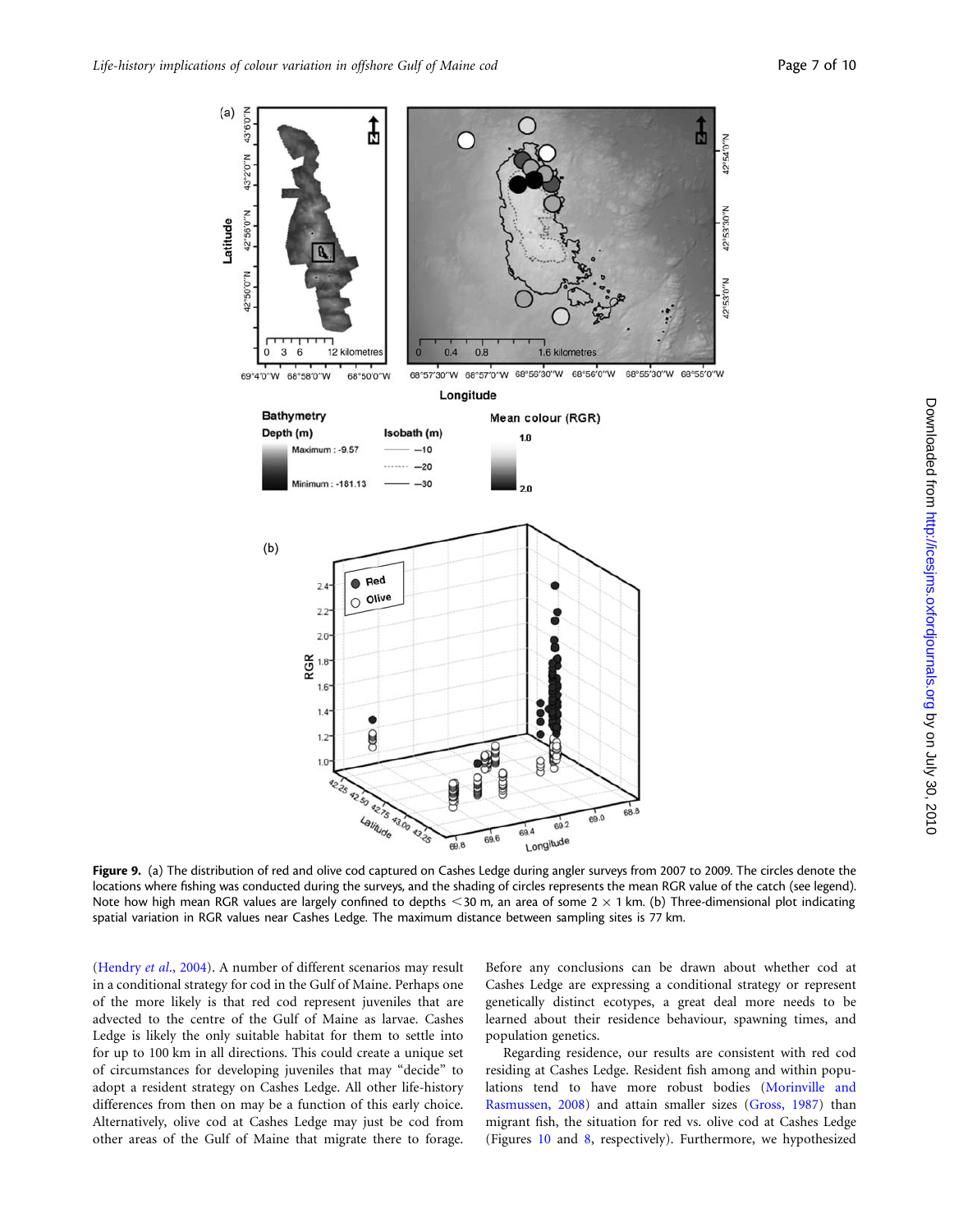(a)

43°6'0"N
43°2'0"N
42°55'0"N
42°50'0"N
Latitude

0 3 6 12 kilometres

69°4'0"W 68°58'0"W 68°50'0"W

42°54'0"N
42°53'30"N
42°53'0"N

0 0.4 0.8 1.6 kilometres

68°57'30"W 68°57'0"W 68°56'30"W 68°56'0"W 68°55'30"W 68°55'0"W

Longitude

Bathymetry
Depth (m)
Maximum : -9.57
Minimum : -181.13

Isobath (m)
—10
—20
—30

Mean colour (RGR)
1.0
2.0

(b)

Red
Olive

RGR
2.4
2.2
2.0
1.8
1.6
1.4
1.2
1.0

Latitude
42.25 42.50 42.75 43.00 43.25

Longitude
69.8 69.6 69.4 69.2 69.0 68.8

**Figure 9.** (a) The distribution of red and olive cod captured on Cashes Ledge during angler surveys from 2007 to 2009. The circles denote the locations where fishing was conducted during the surveys, and the shading of circles represents the mean RGR value of the catch (see legend). Note how high mean RGR values are largely confined to depths <30 m, an area of some 2 × 1 km. (b) Three-dimensional plot indicating spatial variation in RGR values near Cashes Ledge. The maximum distance between sampling sites is 77 km.

(Hendry *et al*., 2004). A number of different scenarios may result in a conditional strategy for cod in the Gulf of Maine. Perhaps one of the more likely is that red cod represent juveniles that are advected to the centre of the Gulf of Maine as larvae. Cashes Ledge is likely the only suitable habitat for them to settle into for up to 100 km in all directions. This could create a unique set of circumstances for developing juveniles that may "decide" to adopt a resident strategy on Cashes Ledge. All other life-history differences from then on may be a function of this early choice. Alternatively, olive cod at Cashes Ledge may just be cod from other areas of the Gulf of Maine that migrate there to forage. Before any conclusions can be drawn about whether cod at Cashes Ledge are expressing a conditional strategy or represent genetically distinct ecotypes, a great deal more needs to be learned about their residence behaviour, spawning times, and population genetics.

Regarding residence, our results are consistent with red cod residing at Cashes Ledge. Resident fish among and within populations tend to have more robust bodies (Morinville and Rasmussen, 2008) and attain smaller sizes (Gross, 1987) than migrant fish, the situation for red vs. olive cod at Cashes Ledge (Figures 10 and 8, respectively). Furthermore, we hypothesized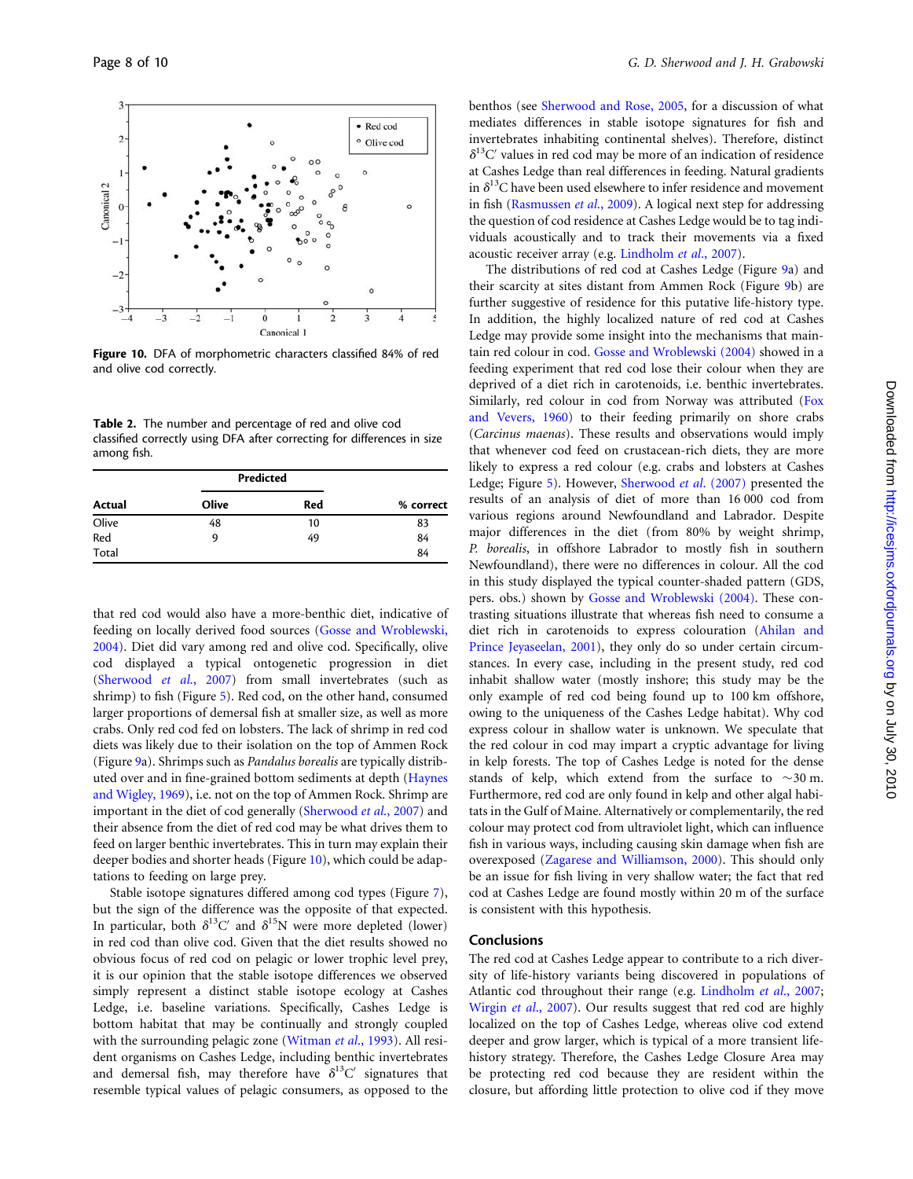Figure 10. DFA of morphometric characters classified 84% of red and olive cod correctly.

Table 2. The number and percentage of red and olive cod classified correctly using DFA after correcting for differences in size among fish.

| Actual | Predicted | | % correct |
|---|---|---|---|
| | Olive | Red | |
| Olive | 48 | 10 | 83 |
| Red | 9 | 49 | 84 |
| Total | | | 84 |

that red cod would also have a more-benthic diet, indicative of feeding on locally derived food sources (Gosse and Wroblewski, 2004). Diet did vary among red and olive cod. Specifically, olive cod displayed a typical ontogenetic progression in diet (Sherwood *et al.*, 2007) from small invertebrates (such as shrimp) to fish (Figure 5). Red cod, on the other hand, consumed larger proportions of demersal fish at smaller size, as well as more crabs. Only red cod fed on lobsters. The lack of shrimp in red cod diets was likely due to their isolation on the top of Ammen Rock (Figure 9a). Shrimps such as *Pandalus borealis* are typically distributed over and in fine-grained bottom sediments at depth (Haynes and Wigley, 1969), i.e. not on the top of Ammen Rock. Shrimp are important in the diet of cod generally (Sherwood *et al.*, 2007) and their absence from the diet of red cod may be what drives them to feed on larger benthic invertebrates. This in turn may explain their deeper bodies and shorter heads (Figure 10), which could be adaptations to feeding on large prey.

Stable isotope signatures differed among cod types (Figure 7), but the sign of the difference was the opposite of that expected. In particular, both $\delta^{13}C'$ and $\delta^{15}N$ were more depleted (lower) in red cod than olive cod. Given that the diet results showed no obvious focus of red cod on pelagic or lower trophic level prey, it is our opinion that the stable isotope differences we observed simply represent a distinct stable isotope ecology at Cashes Ledge, i.e. baseline variations. Specifically, Cashes Ledge is bottom habitat that may be continually and strongly coupled with the surrounding pelagic zone (Witman *et al.*, 1993). All resident organisms on Cashes Ledge, including benthic invertebrates and demersal fish, may therefore have $\delta^{13}C'$ signatures that resemble typical values of pelagic consumers, as opposed to the benthos (see Sherwood and Rose, 2005, for a discussion of what mediates differences in stable isotope signatures for fish and invertebrates inhabiting continental shelves). Therefore, distinct $\delta^{13}C'$ values in red cod may be more of an indication of residence at Cashes Ledge than real differences in feeding. Natural gradients in $\delta^{13}C$ have been used elsewhere to infer residence and movement in fish (Rasmussen *et al.*, 2009). A logical next step for addressing the question of cod residence at Cashes Ledge would be to tag individuals acoustically and to track their movements via a fixed acoustic receiver array (e.g. Lindholm *et al.*, 2007).

The distributions of red cod at Cashes Ledge (Figure 9a) and their scarcity at sites distant from Ammen Rock (Figure 9b) are further suggestive of residence for this putative life-history type. In addition, the highly localized nature of red cod at Cashes Ledge may provide some insight into the mechanisms that maintain red colour in cod. Gosse and Wroblewski (2004) showed in a feeding experiment that red cod lose their colour when they are deprived of a diet rich in carotenoids, i.e. benthic invertebrates. Similarly, red colour in cod from Norway was attributed (Fox and Vevers, 1960) to their feeding primarily on shore crabs (*Carcinus maenas*). These results and observations would imply that whenever cod feed on crustacean-rich diets, they are more likely to express a red colour (e.g. crabs and lobsters at Cashes Ledge; Figure 5). However, Sherwood *et al.* (2007) presented the results of an analysis of diet of more than 16 000 cod from various regions around Newfoundland and Labrador. Despite major differences in the diet (from 80% by weight shrimp, *P. borealis*, in offshore Labrador to mostly fish in southern Newfoundland), there were no differences in colour. All the cod in this study displayed the typical counter-shaded pattern (GDS, pers. obs.) shown by Gosse and Wroblewski (2004). These contrasting situations illustrate that whereas fish need to consume a diet rich in carotenoids to express colouration (Ahilan and Prince Jeyaseelan, 2001), they only do so under certain circumstances. In every case, including in the present study, red cod inhabit shallow water (mostly inshore; this study may be the only example of red cod being found up to 100 km offshore, owing to the uniqueness of the Cashes Ledge habitat). Why cod express colour in shallow water is unknown. We speculate that the red colour in cod may impart a cryptic advantage for living in kelp forests. The top of Cashes Ledge is noted for the dense stands of kelp, which extend from the surface to ~30 m. Furthermore, red cod are only found in kelp and other algal habitats in the Gulf of Maine. Alternatively or complementarily, the red colour may protect cod from ultraviolet light, which can influence fish in various ways, including causing skin damage when fish are overexposed (Zagarese and Williamson, 2000). This should only be an issue for fish living in very shallow water; the fact that red cod at Cashes Ledge are found mostly within 20 m of the surface is consistent with this hypothesis.

## Conclusions

The red cod at Cashes Ledge appear to contribute to a rich diversity of life-history variants being discovered in populations of Atlantic cod throughout their range (e.g. Lindholm *et al.*, 2007; Wirgin *et al.*, 2007). Our results suggest that red cod are highly localized on the top of Cashes Ledge, whereas olive cod extend deeper and grow larger, which is typical of a more transient life-history strategy. Therefore, the Cashes Ledge Closure Area may be protecting red cod because they are resident within the closure, but affording little protection to olive cod if they move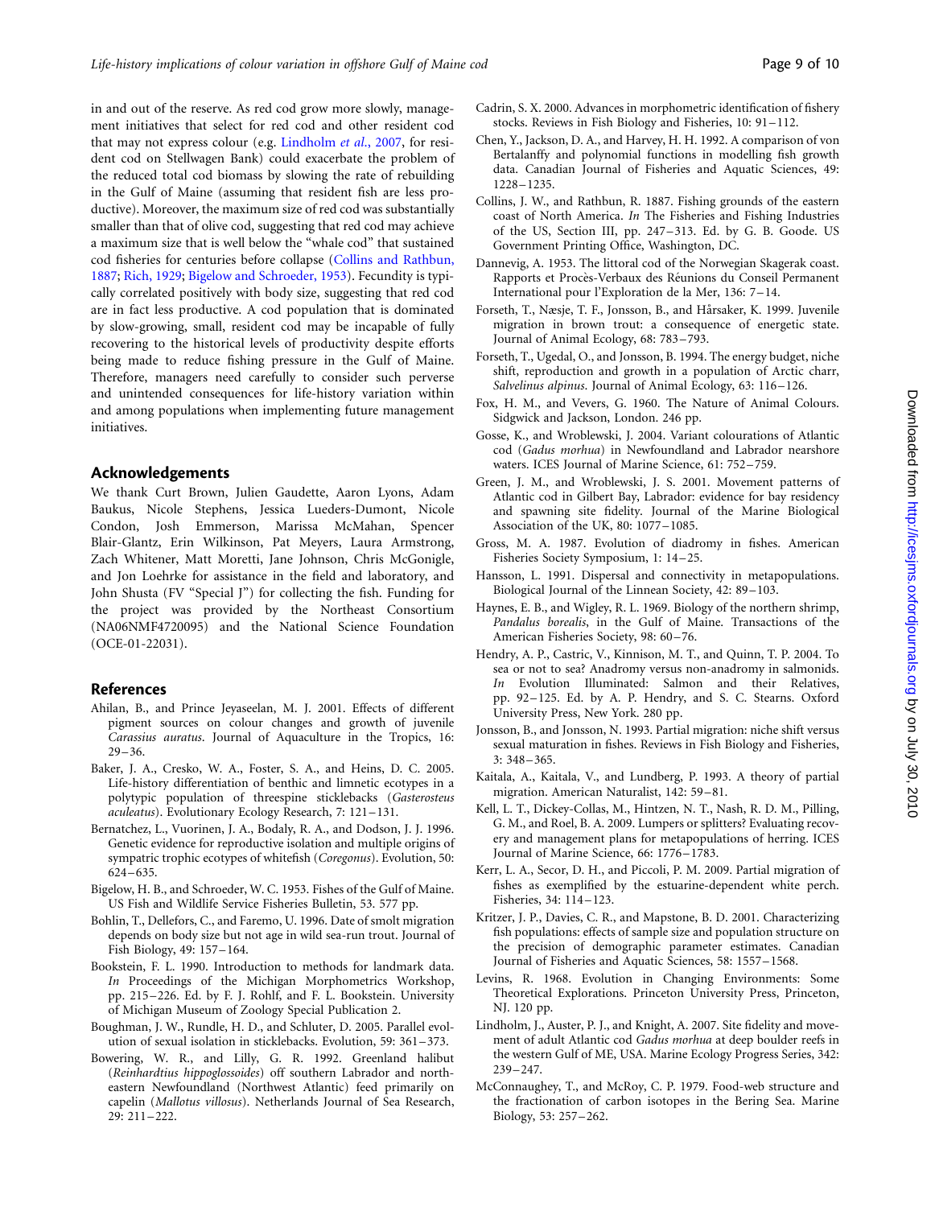in and out of the reserve. As red cod grow more slowly, management initiatives that select for red cod and other resident cod that may not express colour (e.g. Lindholm *et al.*, 2007, for resident cod on Stellwagen Bank) could exacerbate the problem of the reduced total cod biomass by slowing the rate of rebuilding in the Gulf of Maine (assuming that resident fish are less productive). Moreover, the maximum size of red cod was substantially smaller than that of olive cod, suggesting that red cod may achieve a maximum size that is well below the "whale cod" that sustained cod fisheries for centuries before collapse (Collins and Rathbun, 1887; Rich, 1929; Bigelow and Schroeder, 1953). Fecundity is typically correlated positively with body size, suggesting that red cod are in fact less productive. A cod population that is dominated by slow-growing, small, resident cod may be incapable of fully recovering to the historical levels of productivity despite efforts being made to reduce fishing pressure in the Gulf of Maine. Therefore, managers need carefully to consider such perverse and unintended consequences for life-history variation within and among populations when implementing future management initiatives.

## Acknowledgements

We thank Curt Brown, Julien Gaudette, Aaron Lyons, Adam Baukus, Nicole Stephens, Jessica Lueders-Dumont, Nicole Condon, Josh Emmerson, Marissa McMahan, Spencer Blair-Glantz, Erin Wilkinson, Pat Meyers, Laura Armstrong, Zach Whitener, Matt Moretti, Jane Johnson, Chris McGonigle, and Jon Loehrke for assistance in the field and laboratory, and John Shusta (FV "Special J") for collecting the fish. Funding for the project was provided by the Northeast Consortium (NA06NMF4720095) and the National Science Foundation (OCE-01-22031).

## References

Ahilan, B., and Prince Jeyaseelan, M. J. 2001. Effects of different pigment sources on colour changes and growth of juvenile *Carassius auratus*. Journal of Aquaculture in the Tropics, 16: 29–36.

Baker, J. A., Cresko, W. A., Foster, S. A., and Heins, D. C. 2005. Life-history differentiation of benthic and limnetic ecotypes in a polytypic population of threespine sticklebacks (*Gasterosteus aculeatus*). Evolutionary Ecology Research, 7: 121–131.

Bernatchez, L., Vuorinen, J. A., Bodaly, R. A., and Dodson, J. J. 1996. Genetic evidence for reproductive isolation and multiple origins of sympatric trophic ecotypes of whitefish (*Coregonus*). Evolution, 50: 624–635.

Bigelow, H. B., and Schroeder, W. C. 1953. Fishes of the Gulf of Maine. US Fish and Wildlife Service Fisheries Bulletin, 53. 577 pp.

Bohlin, T., Dellefors, C., and Faremo, U. 1996. Date of smolt migration depends on body size but not age in wild sea-run trout. Journal of Fish Biology, 49: 157–164.

Bookstein, F. L. 1990. Introduction to methods for landmark data. *In* Proceedings of the Michigan Morphometrics Workshop, pp. 215–226. Ed. by F. J. Rohlf, and F. L. Bookstein. University of Michigan Museum of Zoology Special Publication 2.

Boughman, J. W., Rundle, H. D., and Schluter, D. 2005. Parallel evolution of sexual isolation in sticklebacks. Evolution, 59: 361–373.

Bowering, W. R., and Lilly, G. R. 1992. Greenland halibut (*Reinhardtius hippoglossoides*) off southern Labrador and northeastern Newfoundland (Northwest Atlantic) feed primarily on capelin (*Mallotus villosus*). Netherlands Journal of Sea Research, 29: 211–222.

Cadrin, S. X. 2000. Advances in morphometric identification of fishery stocks. Reviews in Fish Biology and Fisheries, 10: 91–112.

Chen, Y., Jackson, D. A., and Harvey, H. H. 1992. A comparison of von Bertalanffy and polynomial functions in modelling fish growth data. Canadian Journal of Fisheries and Aquatic Sciences, 49: 1228–1235.

Collins, J. W., and Rathbun, R. 1887. Fishing grounds of the eastern coast of North America. *In* The Fisheries and Fishing Industries of the US, Section III, pp. 247–313. Ed. by G. B. Goode. US Government Printing Office, Washington, DC.

Dannevig, A. 1953. The littoral cod of the Norwegian Skagerak coast. Rapports et Procès-Verbaux des Réunions du Conseil Permanent International pour l'Exploration de la Mer, 136: 7–14.

Forseth, T., Næsje, T. F., Jonsson, B., and Hårsaker, K. 1999. Juvenile migration in brown trout: a consequence of energetic state. Journal of Animal Ecology, 68: 783–793.

Forseth, T., Ugedal, O., and Jonsson, B. 1994. The energy budget, niche shift, reproduction and growth in a population of Arctic charr, *Salvelinus alpinus*. Journal of Animal Ecology, 63: 116–126.

Fox, H. M., and Vevers, G. 1960. The Nature of Animal Colours. Sidgwick and Jackson, London. 246 pp.

Gosse, K., and Wroblewski, J. 2004. Variant colourations of Atlantic cod (*Gadus morhua*) in Newfoundland and Labrador nearshore waters. ICES Journal of Marine Science, 61: 752–759.

Green, J. M., and Wroblewski, J. S. 2001. Movement patterns of Atlantic cod in Gilbert Bay, Labrador: evidence for bay residency and spawning site fidelity. Journal of the Marine Biological Association of the UK, 80: 1077–1085.

Gross, M. A. 1987. Evolution of diadromy in fishes. American Fisheries Society Symposium, 1: 14–25.

Hansson, L. 1991. Dispersal and connectivity in metapopulations. Biological Journal of the Linnean Society, 42: 89–103.

Haynes, E. B., and Wigley, R. L. 1969. Biology of the northern shrimp, *Pandalus borealis*, in the Gulf of Maine. Transactions of the American Fisheries Society, 98: 60–76.

Hendry, A. P., Castric, V., Kinnison, M. T., and Quinn, T. P. 2004. To sea or not to sea? Anadromy versus non-anadromy in salmonids. *In* Evolution Illuminated: Salmon and their Relatives, pp. 92–125. Ed. by A. P. Hendry, and S. C. Stearns. Oxford University Press, New York. 280 pp.

Jonsson, B., and Jonsson, N. 1993. Partial migration: niche shift versus sexual maturation in fishes. Reviews in Fish Biology and Fisheries, 3: 348–365.

Kaitala, A., Kaitala, V., and Lundberg, P. 1993. A theory of partial migration. American Naturalist, 142: 59–81.

Kell, L. T., Dickey-Collas, M., Hintzen, N. T., Nash, R. D. M., Pilling, G. M., and Roel, B. A. 2009. Lumpers or splitters? Evaluating recovery and management plans for metapopulations of herring. ICES Journal of Marine Science, 66: 1776–1783.

Kerr, L. A., Secor, D. H., and Piccoli, P. M. 2009. Partial migration of fishes as exemplified by the estuarine-dependent white perch. Fisheries, 34: 114–123.

Kritzer, J. P., Davies, C. R., and Mapstone, B. D. 2001. Characterizing fish populations: effects of sample size and population structure on the precision of demographic parameter estimates. Canadian Journal of Fisheries and Aquatic Sciences, 58: 1557–1568.

Levins, R. 1968. Evolution in Changing Environments: Some Theoretical Explorations. Princeton University Press, Princeton, NJ. 120 pp.

Lindholm, J., Auster, P. J., and Knight, A. 2007. Site fidelity and movement of adult Atlantic cod *Gadus morhua* at deep boulder reefs in the western Gulf of ME, USA. Marine Ecology Progress Series, 342: 239–247.

McConnaughey, T., and McRoy, C. P. 1979. Food-web structure and the fractionation of carbon isotopes in the Bering Sea. Marine Biology, 53: 257–262.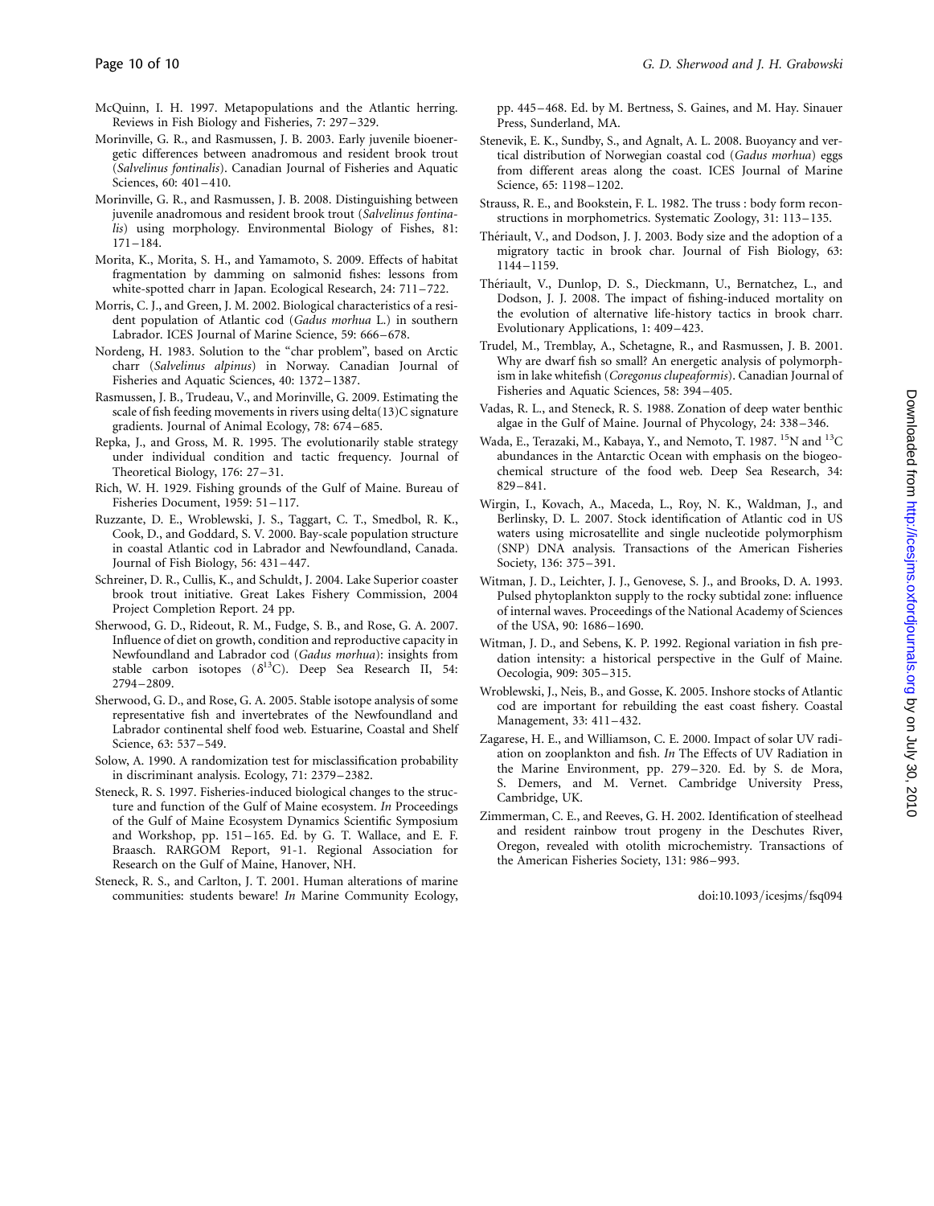McQuinn, I. H. 1997. Metapopulations and the Atlantic herring. Reviews in Fish Biology and Fisheries, 7: 297–329.

Morinville, G. R., and Rasmussen, J. B. 2003. Early juvenile bioenergetic differences between anadromous and resident brook trout (*Salvelinus fontinalis*). Canadian Journal of Fisheries and Aquatic Sciences, 60: 401–410.

Morinville, G. R., and Rasmussen, J. B. 2008. Distinguishing between juvenile anadromous and resident brook trout (*Salvelinus fontinalis*) using morphology. Environmental Biology of Fishes, 81: 171–184.

Morita, K., Morita, S. H., and Yamamoto, S. 2009. Effects of habitat fragmentation by damming on salmonid fishes: lessons from white-spotted charr in Japan. Ecological Research, 24: 711–722.

Morris, C. J., and Green, J. M. 2002. Biological characteristics of a resident population of Atlantic cod (*Gadus morhua* L.) in southern Labrador. ICES Journal of Marine Science, 59: 666–678.

Nordeng, H. 1983. Solution to the "char problem", based on Arctic charr (*Salvelinus alpinus*) in Norway. Canadian Journal of Fisheries and Aquatic Sciences, 40: 1372–1387.

Rasmussen, J. B., Trudeau, V., and Morinville, G. 2009. Estimating the scale of fish feeding movements in rivers using delta(13)C signature gradients. Journal of Animal Ecology, 78: 674–685.

Repka, J., and Gross, M. R. 1995. The evolutionarily stable strategy under individual condition and tactic frequency. Journal of Theoretical Biology, 176: 27–31.

Rich, W. H. 1929. Fishing grounds of the Gulf of Maine. Bureau of Fisheries Document, 1959: 51–117.

Ruzzante, D. E., Wroblewski, J. S., Taggart, C. T., Smedbol, R. K., Cook, D., and Goddard, S. V. 2000. Bay-scale population structure in coastal Atlantic cod in Labrador and Newfoundland, Canada. Journal of Fish Biology, 56: 431–447.

Schreiner, D. R., Cullis, K., and Schuldt, J. 2004. Lake Superior coaster brook trout initiative. Great Lakes Fishery Commission, 2004 Project Completion Report. 24 pp.

Sherwood, G. D., Rideout, R. M., Fudge, S. B., and Rose, G. A. 2007. Influence of diet on growth, condition and reproductive capacity in Newfoundland and Labrador cod (*Gadus morhua*): insights from stable carbon isotopes ($\delta^{13}$C). Deep Sea Research II, 54: 2794–2809.

Sherwood, G. D., and Rose, G. A. 2005. Stable isotope analysis of some representative fish and invertebrates of the Newfoundland and Labrador continental shelf food web. Estuarine, Coastal and Shelf Science, 63: 537–549.

Solow, A. 1990. A randomization test for misclassification probability in discriminant analysis. Ecology, 71: 2379–2382.

Steneck, R. S. 1997. Fisheries-induced biological changes to the structure and function of the Gulf of Maine ecosystem. *In* Proceedings of the Gulf of Maine Ecosystem Dynamics Scientific Symposium and Workshop, pp. 151–165. Ed. by G. T. Wallace, and E. F. Braasch. RARGOM Report, 91-1. Regional Association for Research on the Gulf of Maine, Hanover, NH.

Steneck, R. S., and Carlton, J. T. 2001. Human alterations of marine communities: students beware! *In* Marine Community Ecology, pp. 445–468. Ed. by M. Bertness, S. Gaines, and M. Hay. Sinauer Press, Sunderland, MA.

Stenevik, E. K., Sundby, S., and Agnalt, A. L. 2008. Buoyancy and vertical distribution of Norwegian coastal cod (*Gadus morhua*) eggs from different areas along the coast. ICES Journal of Marine Science, 65: 1198–1202.

Strauss, R. E., and Bookstein, F. L. 1982. The truss : body form reconstructions in morphometrics. Systematic Zoology, 31: 113–135.

Thériault, V., and Dodson, J. J. 2003. Body size and the adoption of a migratory tactic in brook char. Journal of Fish Biology, 63: 1144–1159.

Thériault, V., Dunlop, D. S., Dieckmann, U., Bernatchez, L., and Dodson, J. J. 2008. The impact of fishing-induced mortality on the evolution of alternative life-history tactics in brook charr. Evolutionary Applications, 1: 409–423.

Trudel, M., Tremblay, A., Schetagne, R., and Rasmussen, J. B. 2001. Why are dwarf fish so small? An energetic analysis of polymorphism in lake whitefish (*Coregonus clupeaformis*). Canadian Journal of Fisheries and Aquatic Sciences, 58: 394–405.

Vadas, R. L., and Steneck, R. S. 1988. Zonation of deep water benthic algae in the Gulf of Maine. Journal of Phycology, 24: 338–346.

Wada, E., Terazaki, M., Kabaya, Y., and Nemoto, T. 1987. $^{15}$N and $^{13}$C abundances in the Antarctic Ocean with emphasis on the biogeochemical structure of the food web. Deep Sea Research, 34: 829–841.

Wirgin, I., Kovach, A., Maceda, L., Roy, N. K., Waldman, J., and Berlinsky, D. L. 2007. Stock identification of Atlantic cod in US waters using microsatellite and single nucleotide polymorphism (SNP) DNA analysis. Transactions of the American Fisheries Society, 136: 375–391.

Witman, J. D., Leichter, J. J., Genovese, S. J., and Brooks, D. A. 1993. Pulsed phytoplankton supply to the rocky subtidal zone: influence of internal waves. Proceedings of the National Academy of Sciences of the USA, 90: 1686–1690.

Witman, J. D., and Sebens, K. P. 1992. Regional variation in fish predation intensity: a historical perspective in the Gulf of Maine. Oecologia, 909: 305–315.

Wroblewski, J., Neis, B., and Gosse, K. 2005. Inshore stocks of Atlantic cod are important for rebuilding the east coast fishery. Coastal Management, 33: 411–432.

Zagarese, H. E., and Williamson, C. E. 2000. Impact of solar UV radiation on zooplankton and fish. *In* The Effects of UV Radiation in the Marine Environment, pp. 279–320. Ed. by S. de Mora, S. Demers, and M. Vernet. Cambridge University Press, Cambridge, UK.

Zimmerman, C. E., and Reeves, G. H. 2002. Identification of steelhead and resident rainbow trout progeny in the Deschutes River, Oregon, revealed with otolith microchemistry. Transactions of the American Fisheries Society, 131: 986–993.

doi:10.1093/icesjms/fsq094